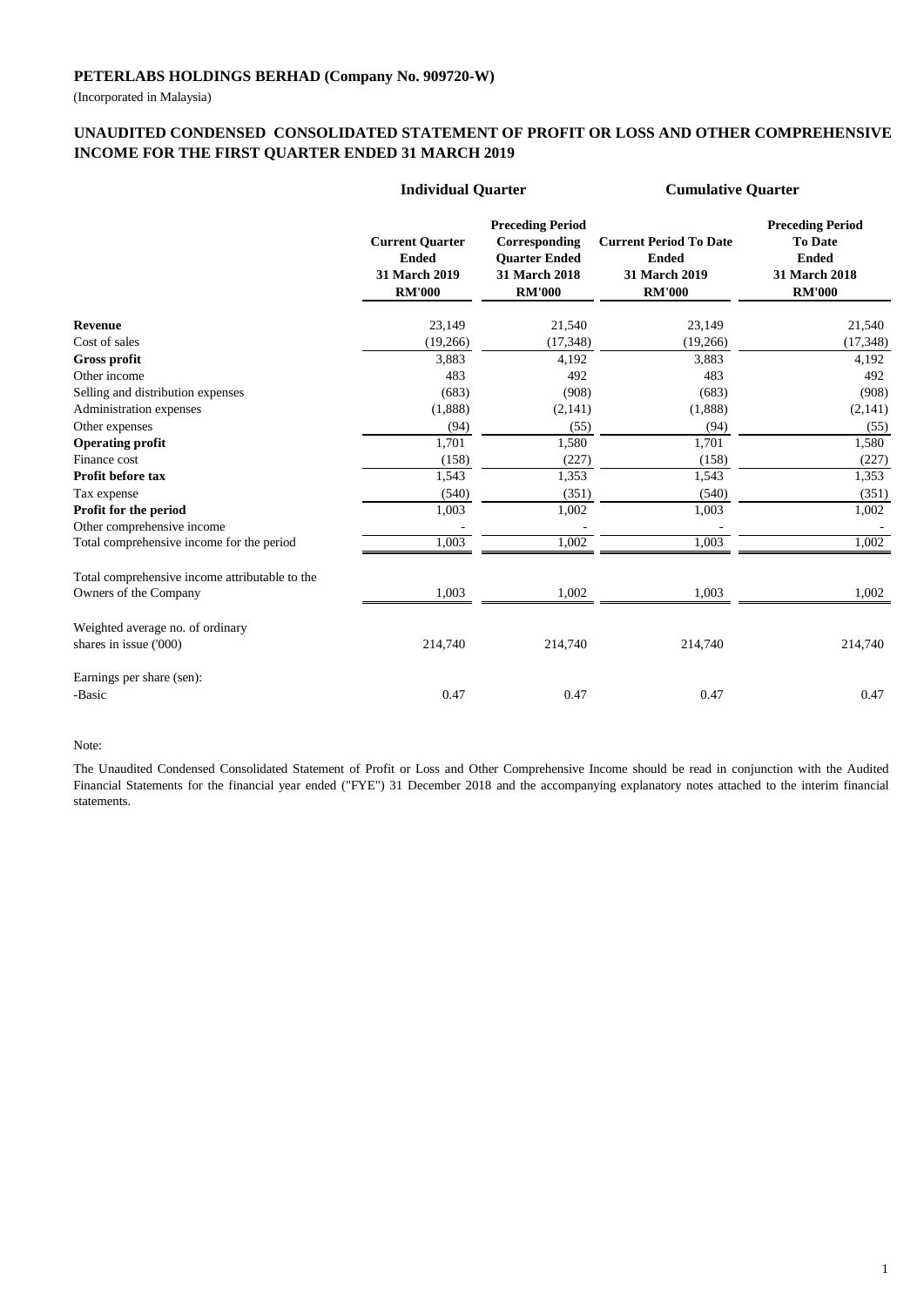**PETERLABS HOLDINGS BERHAD (Company No. 909720-W)**

(Incorporated in Malaysia)

## UNAUDITED CONDENSED CONSOLIDATED STATEMENT OF PROFIT OR LOSS AND OTHER COMPREHENSIVE INCOME FOR THE FIRST QUARTER ENDED 31 MARCH 2019

| | Individual Quarter | | Cumulative Quarter | |
|---|---|---|---|---|
| | **Current Quarter Ended 31 March 2019 RM'000** | **Preceding Period Corresponding Quarter Ended 31 March 2018 RM'000** | **Current Period To Date Ended 31 March 2019 RM'000** | **Preceding Period To Date Ended 31 March 2018 RM'000** |
| **Revenue** | 23,149 | 21,540 | 23,149 | 21,540 |
| Cost of sales | (19,266) | (17,348) | (19,266) | (17,348) |
| **Gross profit** | 3,883 | 4,192 | 3,883 | 4,192 |
| Other income | 483 | 492 | 483 | 492 |
| Selling and distribution expenses | (683) | (908) | (683) | (908) |
| Administration expenses | (1,888) | (2,141) | (1,888) | (2,141) |
| Other expenses | (94) | (55) | (94) | (55) |
| **Operating profit** | 1,701 | 1,580 | 1,701 | 1,580 |
| Finance cost | (158) | (227) | (158) | (227) |
| **Profit before tax** | 1,543 | 1,353 | 1,543 | 1,353 |
| Tax expense | (540) | (351) | (540) | (351) |
| **Profit for the period** | 1,003 | 1,002 | 1,003 | 1,002 |
| Other comprehensive income | - | - | - | - |
| Total comprehensive income for the period | 1,003 | 1,002 | 1,003 | 1,002 |
| Total comprehensive income attributable to the Owners of the Company | 1,003 | 1,002 | 1,003 | 1,002 |
| Weighted average no. of ordinary shares in issue ('000) | 214,740 | 214,740 | 214,740 | 214,740 |
| Earnings per share (sen): | | | | |
| -Basic | 0.47 | 0.47 | 0.47 | 0.47 |

Note:

The Unaudited Condensed Consolidated Statement of Profit or Loss and Other Comprehensive Income should be read in conjunction with the Audited Financial Statements for the financial year ended ("FYE") 31 December 2018 and the accompanying explanatory notes attached to the interim financial statements.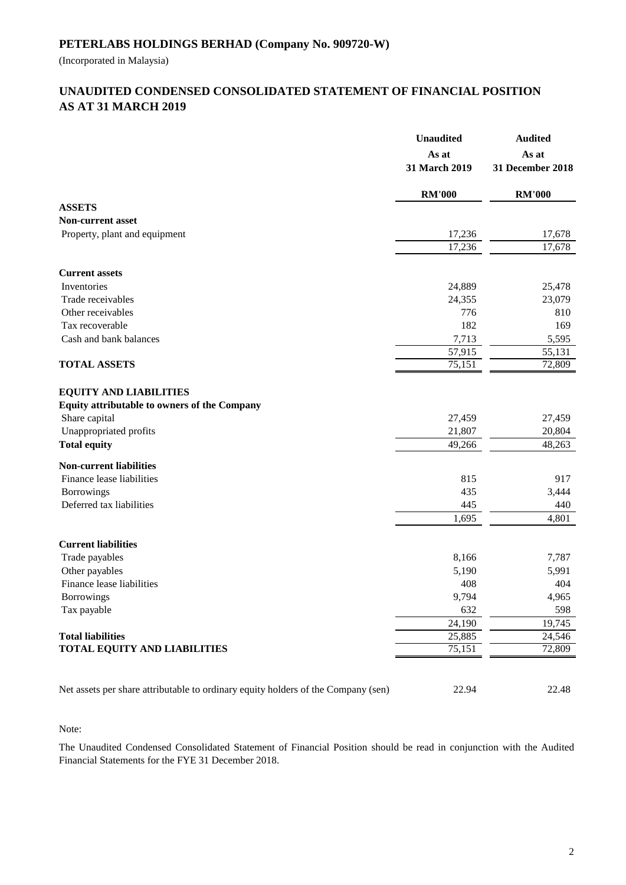# PETERLABS HOLDINGS BERHAD (Company No. 909720-W)

(Incorporated in Malaysia)

## UNAUDITED CONDENSED CONSOLIDATED STATEMENT OF FINANCIAL POSITION AS AT 31 MARCH 2019

| | Unaudited As at 31 March 2019 | Audited As at 31 December 2018 |
|---|---|---|
| | RM'000 | RM'000 |
| **ASSETS** | | |
| **Non-current asset** | | |
| Property, plant and equipment | 17,236 | 17,678 |
| | 17,236 | 17,678 |
| **Current assets** | | |
| Inventories | 24,889 | 25,478 |
| Trade receivables | 24,355 | 23,079 |
| Other receivables | 776 | 810 |
| Tax recoverable | 182 | 169 |
| Cash and bank balances | 7,713 | 5,595 |
| | 57,915 | 55,131 |
| **TOTAL ASSETS** | 75,151 | 72,809 |
| **EQUITY AND LIABILITIES** | | |
| **Equity attributable to owners of the Company** | | |
| Share capital | 27,459 | 27,459 |
| Unappropriated profits | 21,807 | 20,804 |
| **Total equity** | 49,266 | 48,263 |
| **Non-current liabilities** | | |
| Finance lease liabilities | 815 | 917 |
| Borrowings | 435 | 3,444 |
| Deferred tax liabilities | 445 | 440 |
| | 1,695 | 4,801 |
| **Current liabilities** | | |
| Trade payables | 8,166 | 7,787 |
| Other payables | 5,190 | 5,991 |
| Finance lease liabilities | 408 | 404 |
| Borrowings | 9,794 | 4,965 |
| Tax payable | 632 | 598 |
| | 24,190 | 19,745 |
| **Total liabilities** | 25,885 | 24,546 |
| **TOTAL EQUITY AND LIABILITIES** | 75,151 | 72,809 |
| Net assets per share attributable to ordinary equity holders of the Company (sen) | 22.94 | 22.48 |

Note:

The Unaudited Condensed Consolidated Statement of Financial Position should be read in conjunction with the Audited Financial Statements for the FYE 31 December 2018.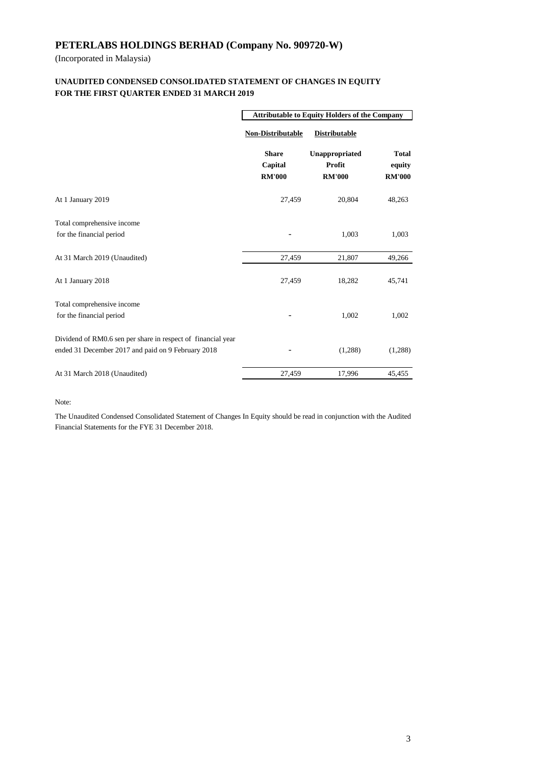# PETERLABS HOLDINGS BERHAD (Company No. 909720-W)

(Incorporated in Malaysia)

**UNAUDITED CONDENSED CONSOLIDATED STATEMENT OF CHANGES IN EQUITY**
**FOR THE FIRST QUARTER ENDED 31 MARCH 2019**

| | Attributable to Equity Holders of the Company | | |
|---|---|---|---|
| | Non-Distributable | Distributable | |
| | Share Capital RM'000 | Unappropriated Profit RM'000 | Total equity RM'000 |
| At 1 January 2019 | 27,459 | 20,804 | 48,263 |
| Total comprehensive income for the financial period | - | 1,003 | 1,003 |
| At 31 March 2019 (Unaudited) | 27,459 | 21,807 | 49,266 |
| At 1 January 2018 | 27,459 | 18,282 | 45,741 |
| Total comprehensive income for the financial period | - | 1,002 | 1,002 |
| Dividend of RM0.6 sen per share in respect of financial year ended 31 December 2017 and paid on 9 February 2018 | - | (1,288) | (1,288) |
| At 31 March 2018 (Unaudited) | 27,459 | 17,996 | 45,455 |

Note:

The Unaudited Condensed Consolidated Statement of Changes In Equity should be read in conjunction with the Audited Financial Statements for the FYE 31 December 2018.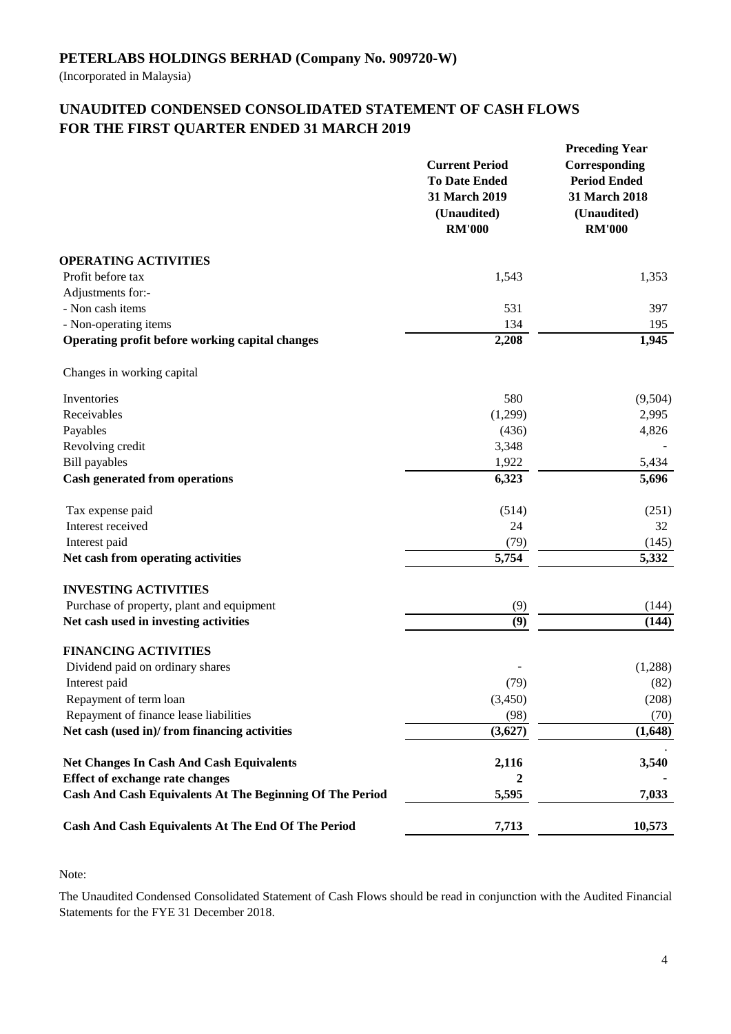**PETERLABS HOLDINGS BERHAD (Company No. 909720-W)**

(Incorporated in Malaysia)

## UNAUDITED CONDENSED CONSOLIDATED STATEMENT OF CASH FLOWS FOR THE FIRST QUARTER ENDED 31 MARCH 2019

| | Current Period To Date Ended 31 March 2019 (Unaudited) RM'000 | Preceding Year Corresponding Period Ended 31 March 2018 (Unaudited) RM'000 |
|---|---|---|
| **OPERATING ACTIVITIES** | | |
| Profit before tax | 1,543 | 1,353 |
| Adjustments for:- | | |
| - Non cash items | 531 | 397 |
| - Non-operating items | 134 | 195 |
| **Operating profit before working capital changes** | **2,208** | **1,945** |
| Changes in working capital | | |
| Inventories | 580 | (9,504) |
| Receivables | (1,299) | 2,995 |
| Payables | (436) | 4,826 |
| Revolving credit | 3,348 | - |
| Bill payables | 1,922 | 5,434 |
| **Cash generated from operations** | **6,323** | **5,696** |
| Tax expense paid | (514) | (251) |
| Interest received | 24 | 32 |
| Interest paid | (79) | (145) |
| **Net cash from operating activities** | **5,754** | **5,332** |
| **INVESTING ACTIVITIES** | | |
| Purchase of property, plant and equipment | (9) | (144) |
| **Net cash used in investing activities** | **(9)** | **(144)** |
| **FINANCING ACTIVITIES** | | |
| Dividend paid on ordinary shares | - | (1,288) |
| Interest paid | (79) | (82) |
| Repayment of term loan | (3,450) | (208) |
| Repayment of finance lease liabilities | (98) | (70) |
| **Net cash (used in)/ from financing activities** | **(3,627)** | **(1,648)** |
| **Net Changes In Cash And Cash Equivalents** | **2,116** | **3,540** |
| **Effect of exchange rate changes** | **2** | - |
| **Cash And Cash Equivalents At The Beginning Of The Period** | **5,595** | **7,033** |
| **Cash And Cash Equivalents At The End Of The Period** | **7,713** | **10,573** |

Note:

The Unaudited Condensed Consolidated Statement of Cash Flows should be read in conjunction with the Audited Financial Statements for the FYE 31 December 2018.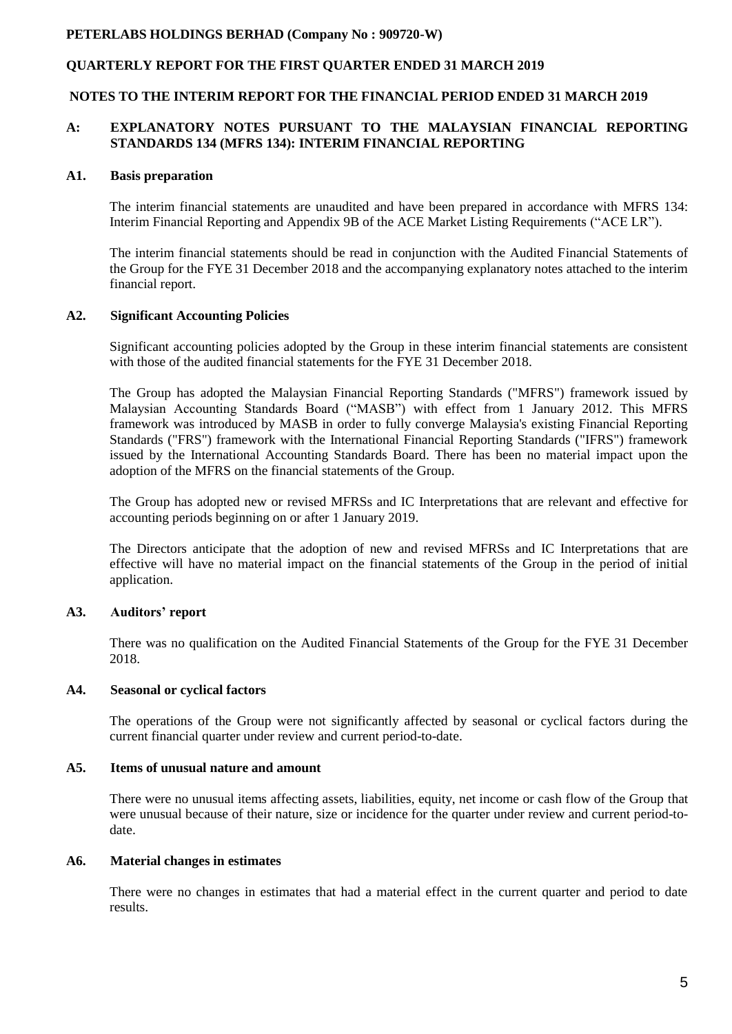**PETERLABS HOLDINGS BERHAD (Company No : 909720-W)**

**QUARTERLY REPORT FOR THE FIRST QUARTER ENDED 31 MARCH 2019**

**NOTES TO THE INTERIM REPORT FOR THE FINANCIAL PERIOD ENDED 31 MARCH 2019**

## A: EXPLANATORY NOTES PURSUANT TO THE MALAYSIAN FINANCIAL REPORTING STANDARDS 134 (MFRS 134): INTERIM FINANCIAL REPORTING

### A1. Basis preparation

The interim financial statements are unaudited and have been prepared in accordance with MFRS 134: Interim Financial Reporting and Appendix 9B of the ACE Market Listing Requirements ("ACE LR").

The interim financial statements should be read in conjunction with the Audited Financial Statements of the Group for the FYE 31 December 2018 and the accompanying explanatory notes attached to the interim financial report.

### A2. Significant Accounting Policies

Significant accounting policies adopted by the Group in these interim financial statements are consistent with those of the audited financial statements for the FYE 31 December 2018.

The Group has adopted the Malaysian Financial Reporting Standards ("MFRS") framework issued by Malaysian Accounting Standards Board ("MASB") with effect from 1 January 2012. This MFRS framework was introduced by MASB in order to fully converge Malaysia's existing Financial Reporting Standards ("FRS") framework with the International Financial Reporting Standards ("IFRS") framework issued by the International Accounting Standards Board. There has been no material impact upon the adoption of the MFRS on the financial statements of the Group.

The Group has adopted new or revised MFRSs and IC Interpretations that are relevant and effective for accounting periods beginning on or after 1 January 2019.

The Directors anticipate that the adoption of new and revised MFRSs and IC Interpretations that are effective will have no material impact on the financial statements of the Group in the period of initial application.

### A3. Auditors' report

There was no qualification on the Audited Financial Statements of the Group for the FYE 31 December 2018.

### A4. Seasonal or cyclical factors

The operations of the Group were not significantly affected by seasonal or cyclical factors during the current financial quarter under review and current period-to-date.

### A5. Items of unusual nature and amount

There were no unusual items affecting assets, liabilities, equity, net income or cash flow of the Group that were unusual because of their nature, size or incidence for the quarter under review and current period-to-date.

### A6. Material changes in estimates

There were no changes in estimates that had a material effect in the current quarter and period to date results.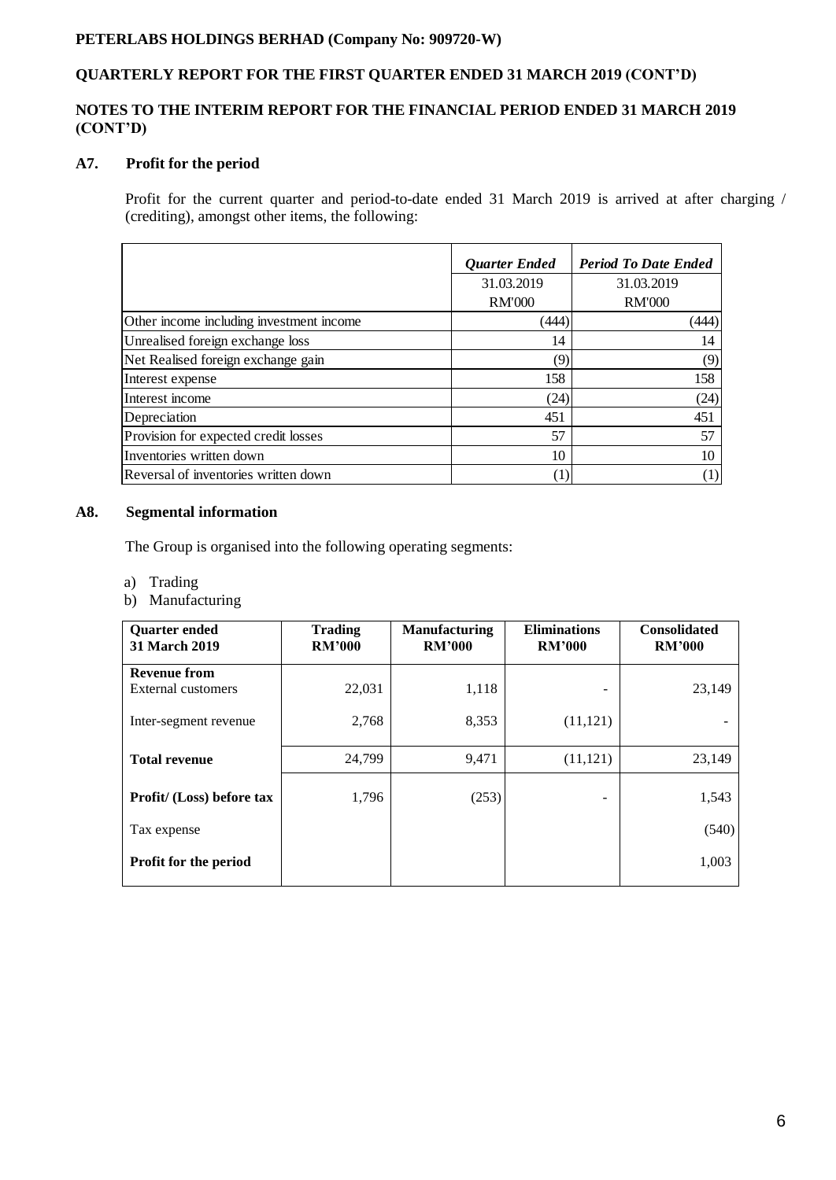**PETERLABS HOLDINGS BERHAD (Company No: 909720-W)**

**QUARTERLY REPORT FOR THE FIRST QUARTER ENDED 31 MARCH 2019 (CONT'D)**

**NOTES TO THE INTERIM REPORT FOR THE FINANCIAL PERIOD ENDED 31 MARCH 2019 (CONT'D)**

### A7. Profit for the period

Profit for the current quarter and period-to-date ended 31 March 2019 is arrived at after charging / (crediting), amongst other items, the following:

| | *Quarter Ended* | *Period To Date Ended* |
|---|---|---|
| | 31.03.2019 | 31.03.2019 |
| | RM'000 | RM'000 |
| Other income including investment income | (444) | (444) |
| Unrealised foreign exchange loss | 14 | 14 |
| Net Realised foreign exchange gain | (9) | (9) |
| Interest expense | 158 | 158 |
| Interest income | (24) | (24) |
| Depreciation | 451 | 451 |
| Provision for expected credit losses | 57 | 57 |
| Inventories written down | 10 | 10 |
| Reversal of inventories written down | (1) | (1) |

### A8. Segmental information

The Group is organised into the following operating segments:

a) Trading
b) Manufacturing

| **Quarter ended 31 March 2019** | **Trading RM'000** | **Manufacturing RM'000** | **Eliminations RM'000** | **Consolidated RM'000** |
|---|---|---|---|---|
| **Revenue from** External customers | 22,031 | 1,118 | - | 23,149 |
| Inter-segment revenue | 2,768 | 8,353 | (11,121) | - |
| **Total revenue** | 24,799 | 9,471 | (11,121) | 23,149 |
| **Profit/ (Loss) before tax** | 1,796 | (253) | - | 1,543 |
| Tax expense | | | | (540) |
| **Profit for the period** | | | | 1,003 |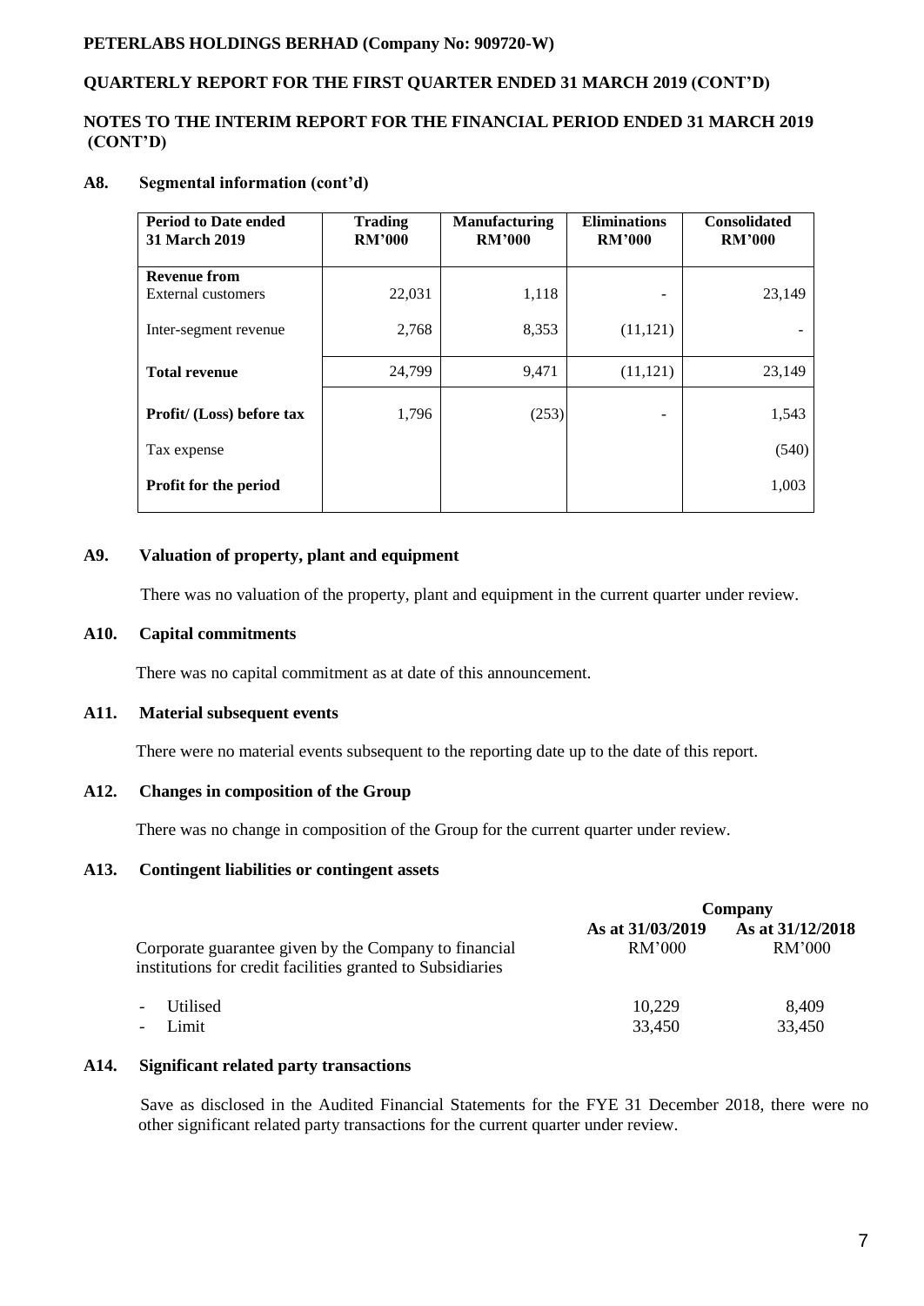**PETERLABS HOLDINGS BERHAD (Company No: 909720-W)**

**QUARTERLY REPORT FOR THE FIRST QUARTER ENDED 31 MARCH 2019 (CONT'D)**

**NOTES TO THE INTERIM REPORT FOR THE FINANCIAL PERIOD ENDED 31 MARCH 2019 (CONT'D)**

## A8. Segmental information (cont'd)

| Period to Date ended 31 March 2019 | Trading RM'000 | Manufacturing RM'000 | Eliminations RM'000 | Consolidated RM'000 |
|---|---|---|---|---|
| **Revenue from** External customers | 22,031 | 1,118 | - | 23,149 |
| Inter-segment revenue | 2,768 | 8,353 | (11,121) | - |
| **Total revenue** | 24,799 | 9,471 | (11,121) | 23,149 |
| **Profit/ (Loss) before tax** | 1,796 | (253) | - | 1,543 |
| Tax expense | | | | (540) |
| **Profit for the period** | | | | 1,003 |

## A9. Valuation of property, plant and equipment

There was no valuation of the property, plant and equipment in the current quarter under review.

## A10. Capital commitments

There was no capital commitment as at date of this announcement.

## A11. Material subsequent events

There were no material events subsequent to the reporting date up to the date of this report.

## A12. Changes in composition of the Group

There was no change in composition of the Group for the current quarter under review.

## A13. Contingent liabilities or contingent assets

| | Company | |
|---|---|---|
| Corporate guarantee given by the Company to financial institutions for credit facilities granted to Subsidiaries | **As at 31/03/2019** RM'000 | **As at 31/12/2018** RM'000 |
| - Utilised | 10,229 | 8,409 |
| - Limit | 33,450 | 33,450 |

## A14. Significant related party transactions

Save as disclosed in the Audited Financial Statements for the FYE 31 December 2018, there were no other significant related party transactions for the current quarter under review.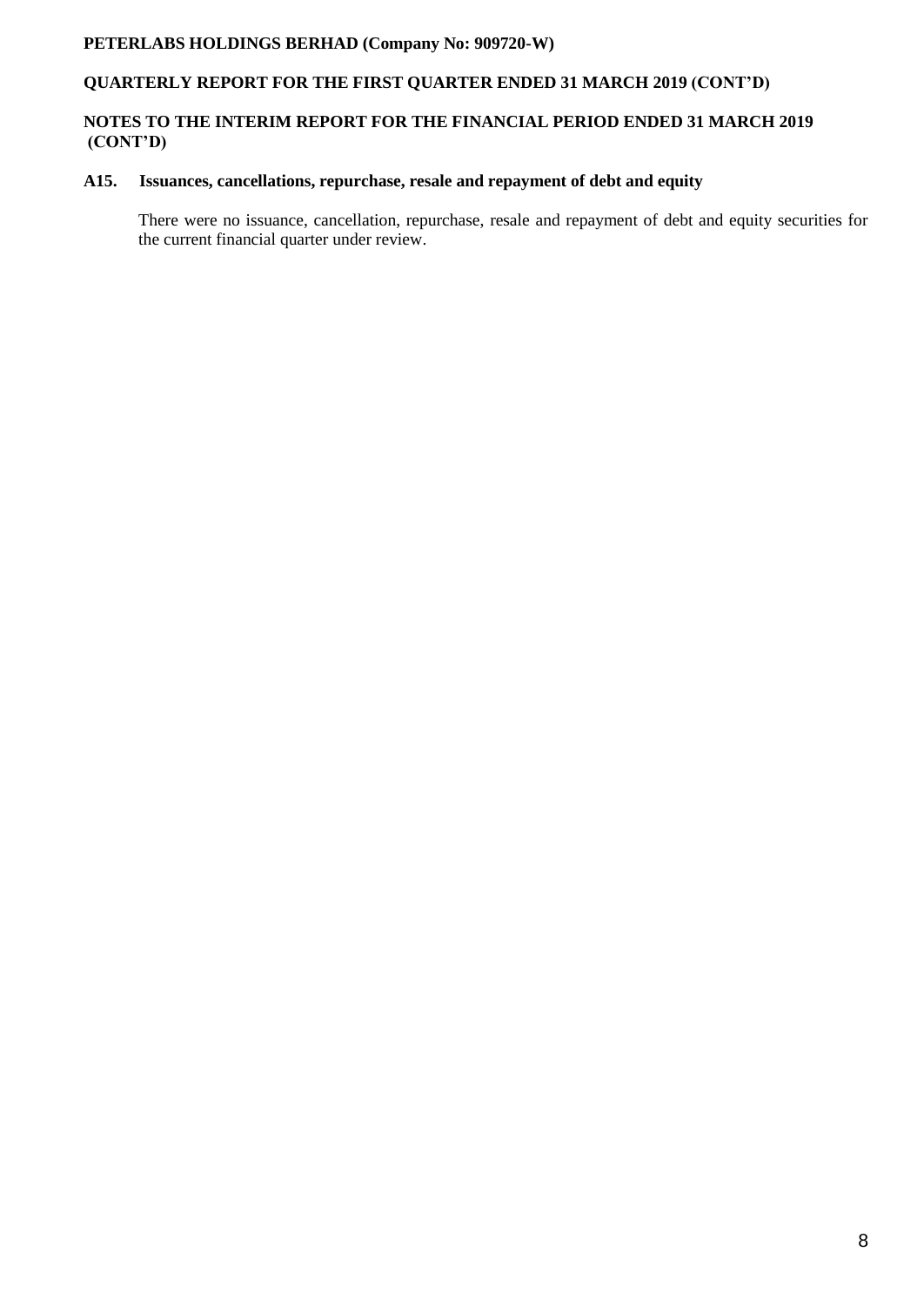### A15. Issuances, cancellations, repurchase, resale and repayment of debt and equity

There were no issuance, cancellation, repurchase, resale and repayment of debt and equity securities for the current financial quarter under review.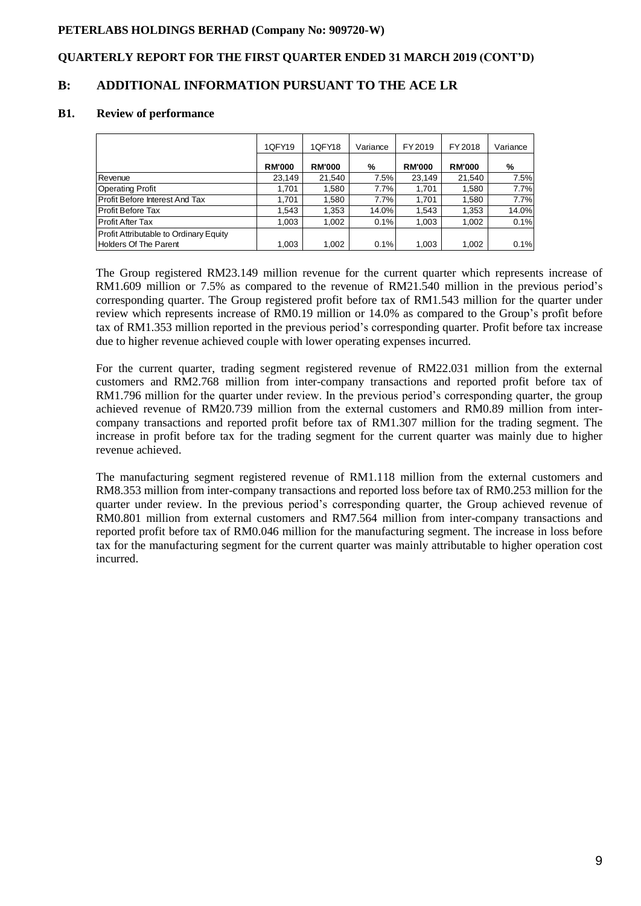## B: ADDITIONAL INFORMATION PURSUANT TO THE ACE LR

### B1. Review of performance

| | 1QFY19 | 1QFY18 | Variance | FY 2019 | FY 2018 | Variance |
|---|---|---|---|---|---|---|
| | **RM'000** | **RM'000** | **%** | **RM'000** | **RM'000** | **%** |
| Revenue | 23,149 | 21,540 | 7.5% | 23,149 | 21,540 | 7.5% |
| Operating Profit | 1,701 | 1,580 | 7.7% | 1,701 | 1,580 | 7.7% |
| Profit Before Interest And Tax | 1,701 | 1,580 | 7.7% | 1,701 | 1,580 | 7.7% |
| Profit Before Tax | 1,543 | 1,353 | 14.0% | 1,543 | 1,353 | 14.0% |
| Profit After Tax | 1,003 | 1,002 | 0.1% | 1,003 | 1,002 | 0.1% |
| Profit Attributable to Ordinary Equity Holders Of The Parent | 1,003 | 1,002 | 0.1% | 1,003 | 1,002 | 0.1% |

The Group registered RM23.149 million revenue for the current quarter which represents increase of RM1.609 million or 7.5% as compared to the revenue of RM21.540 million in the previous period's corresponding quarter. The Group registered profit before tax of RM1.543 million for the quarter under review which represents increase of RM0.19 million or 14.0% as compared to the Group's profit before tax of RM1.353 million reported in the previous period's corresponding quarter. Profit before tax increase due to higher revenue achieved couple with lower operating expenses incurred.

For the current quarter, trading segment registered revenue of RM22.031 million from the external customers and RM2.768 million from inter-company transactions and reported profit before tax of RM1.796 million for the quarter under review. In the previous period's corresponding quarter, the group achieved revenue of RM20.739 million from the external customers and RM0.89 million from inter-company transactions and reported profit before tax of RM1.307 million for the trading segment. The increase in profit before tax for the trading segment for the current quarter was mainly due to higher revenue achieved.

The manufacturing segment registered revenue of RM1.118 million from the external customers and RM8.353 million from inter-company transactions and reported loss before tax of RM0.253 million for the quarter under review. In the previous period's corresponding quarter, the Group achieved revenue of RM0.801 million from external customers and RM7.564 million from inter-company transactions and reported profit before tax of RM0.046 million for the manufacturing segment. The increase in loss before tax for the manufacturing segment for the current quarter was mainly attributable to higher operation cost incurred.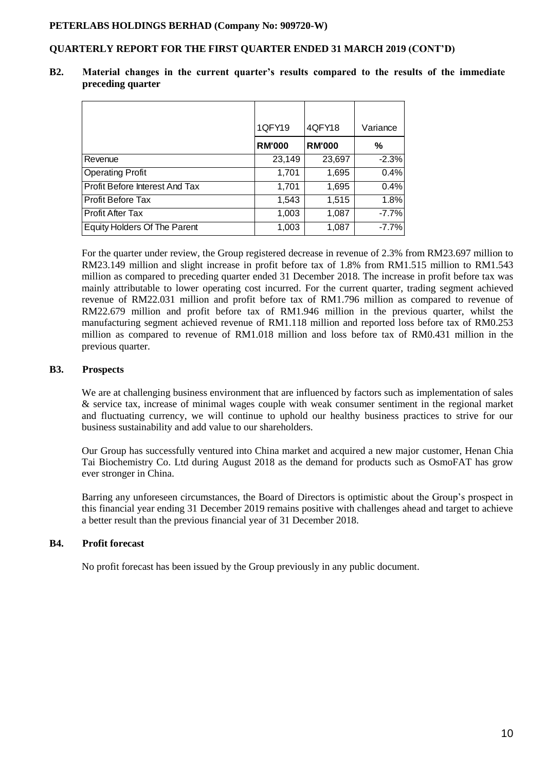**B2. Material changes in the current quarter's results compared to the results of the immediate preceding quarter**

| | 1QFY19 | 4QFY18 | Variance |
|---|---|---|---|
| | **RM'000** | **RM'000** | **%** |
| Revenue | 23,149 | 23,697 | -2.3% |
| Operating Profit | 1,701 | 1,695 | 0.4% |
| Profit Before Interest And Tax | 1,701 | 1,695 | 0.4% |
| Profit Before Tax | 1,543 | 1,515 | 1.8% |
| Profit After Tax | 1,003 | 1,087 | -7.7% |
| Equity Holders Of The Parent | 1,003 | 1,087 | -7.7% |

For the quarter under review, the Group registered decrease in revenue of 2.3% from RM23.697 million to RM23.149 million and slight increase in profit before tax of 1.8% from RM1.515 million to RM1.543 million as compared to preceding quarter ended 31 December 2018. The increase in profit before tax was mainly attributable to lower operating cost incurred. For the current quarter, trading segment achieved revenue of RM22.031 million and profit before tax of RM1.796 million as compared to revenue of RM22.679 million and profit before tax of RM1.946 million in the previous quarter, whilst the manufacturing segment achieved revenue of RM1.118 million and reported loss before tax of RM0.253 million as compared to revenue of RM1.018 million and loss before tax of RM0.431 million in the previous quarter.

**B3. Prospects**

We are at challenging business environment that are influenced by factors such as implementation of sales & service tax, increase of minimal wages couple with weak consumer sentiment in the regional market and fluctuating currency, we will continue to uphold our healthy business practices to strive for our business sustainability and add value to our shareholders.

Our Group has successfully ventured into China market and acquired a new major customer, Henan Chia Tai Biochemistry Co. Ltd during August 2018 as the demand for products such as OsmoFAT has grow ever stronger in China.

Barring any unforeseen circumstances, the Board of Directors is optimistic about the Group's prospect in this financial year ending 31 December 2019 remains positive with challenges ahead and target to achieve a better result than the previous financial year of 31 December 2018.

**B4. Profit forecast**

No profit forecast has been issued by the Group previously in any public document.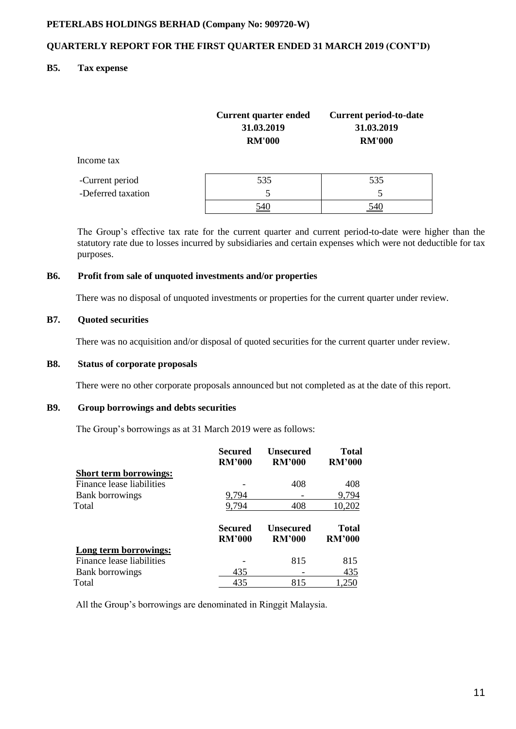**PETERLABS HOLDINGS BERHAD (Company No: 909720-W)**

**QUARTERLY REPORT FOR THE FIRST QUARTER ENDED 31 MARCH 2019 (CONT'D)**

### B5. Tax expense

| | Current quarter ended 31.03.2019 RM'000 | Current period-to-date 31.03.2019 RM'000 |
|---|---|---|
| Income tax | | |
| -Current period | 535 | 535 |
| -Deferred taxation | 5 | 5 |
| | 540 | 540 |

The Group's effective tax rate for the current quarter and current period-to-date were higher than the statutory rate due to losses incurred by subsidiaries and certain expenses which were not deductible for tax purposes.

### B6. Profit from sale of unquoted investments and/or properties

There was no disposal of unquoted investments or properties for the current quarter under review.

### B7. Quoted securities

There was no acquisition and/or disposal of quoted securities for the current quarter under review.

### B8. Status of corporate proposals

There were no other corporate proposals announced but not completed as at the date of this report.

### B9. Group borrowings and debts securities

The Group's borrowings as at 31 March 2019 were as follows:

| | Secured RM'000 | Unsecured RM'000 | Total RM'000 |
|---|---|---|---|
| **Short term borrowings:** | | | |
| Finance lease liabilities | - | 408 | 408 |
| Bank borrowings | 9,794 | - | 9,794 |
| Total | 9,794 | 408 | 10,202 |

| | Secured RM'000 | Unsecured RM'000 | Total RM'000 |
|---|---|---|---|
| **Long term borrowings:** | | | |
| Finance lease liabilities | - | 815 | 815 |
| Bank borrowings | 435 | - | 435 |
| Total | 435 | 815 | 1,250 |

All the Group's borrowings are denominated in Ringgit Malaysia.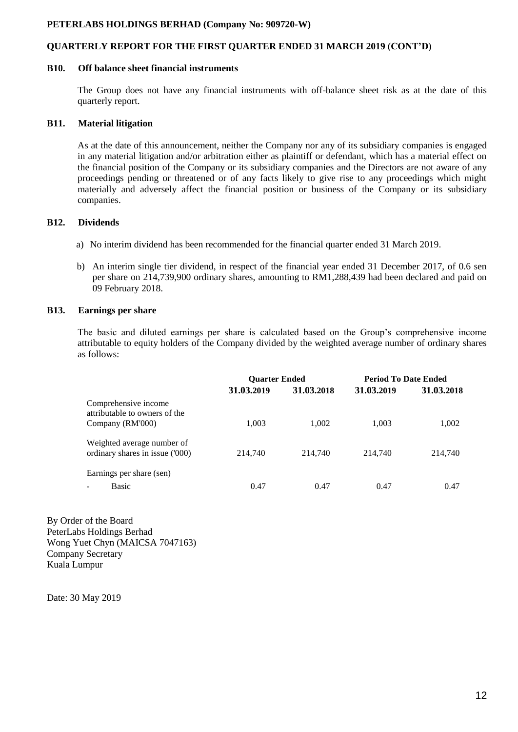**B10. Off balance sheet financial instruments**

The Group does not have any financial instruments with off-balance sheet risk as at the date of this quarterly report.

**B11. Material litigation**

As at the date of this announcement, neither the Company nor any of its subsidiary companies is engaged in any material litigation and/or arbitration either as plaintiff or defendant, which has a material effect on the financial position of the Company or its subsidiary companies and the Directors are not aware of any proceedings pending or threatened or of any facts likely to give rise to any proceedings which might materially and adversely affect the financial position or business of the Company or its subsidiary companies.

**B12. Dividends**

a) No interim dividend has been recommended for the financial quarter ended 31 March 2019.

b) An interim single tier dividend, in respect of the financial year ended 31 December 2017, of 0.6 sen per share on 214,739,900 ordinary shares, amounting to RM1,288,439 had been declared and paid on 09 February 2018.

**B13. Earnings per share**

The basic and diluted earnings per share is calculated based on the Group's comprehensive income attributable to equity holders of the Company divided by the weighted average number of ordinary shares as follows:

| | Quarter Ended | | Period To Date Ended | |
|---|---|---|---|---|
| | 31.03.2019 | 31.03.2018 | 31.03.2019 | 31.03.2018 |
| Comprehensive income attributable to owners of the Company (RM'000) | 1,003 | 1,002 | 1,003 | 1,002 |
| Weighted average number of ordinary shares in issue ('000) | 214,740 | 214,740 | 214,740 | 214,740 |
| Earnings per share (sen) | | | | |
| - Basic | 0.47 | 0.47 | 0.47 | 0.47 |

By Order of the Board
PeterLabs Holdings Berhad
Wong Yuet Chyn (MAICSA 7047163)
Company Secretary
Kuala Lumpur

Date: 30 May 2019